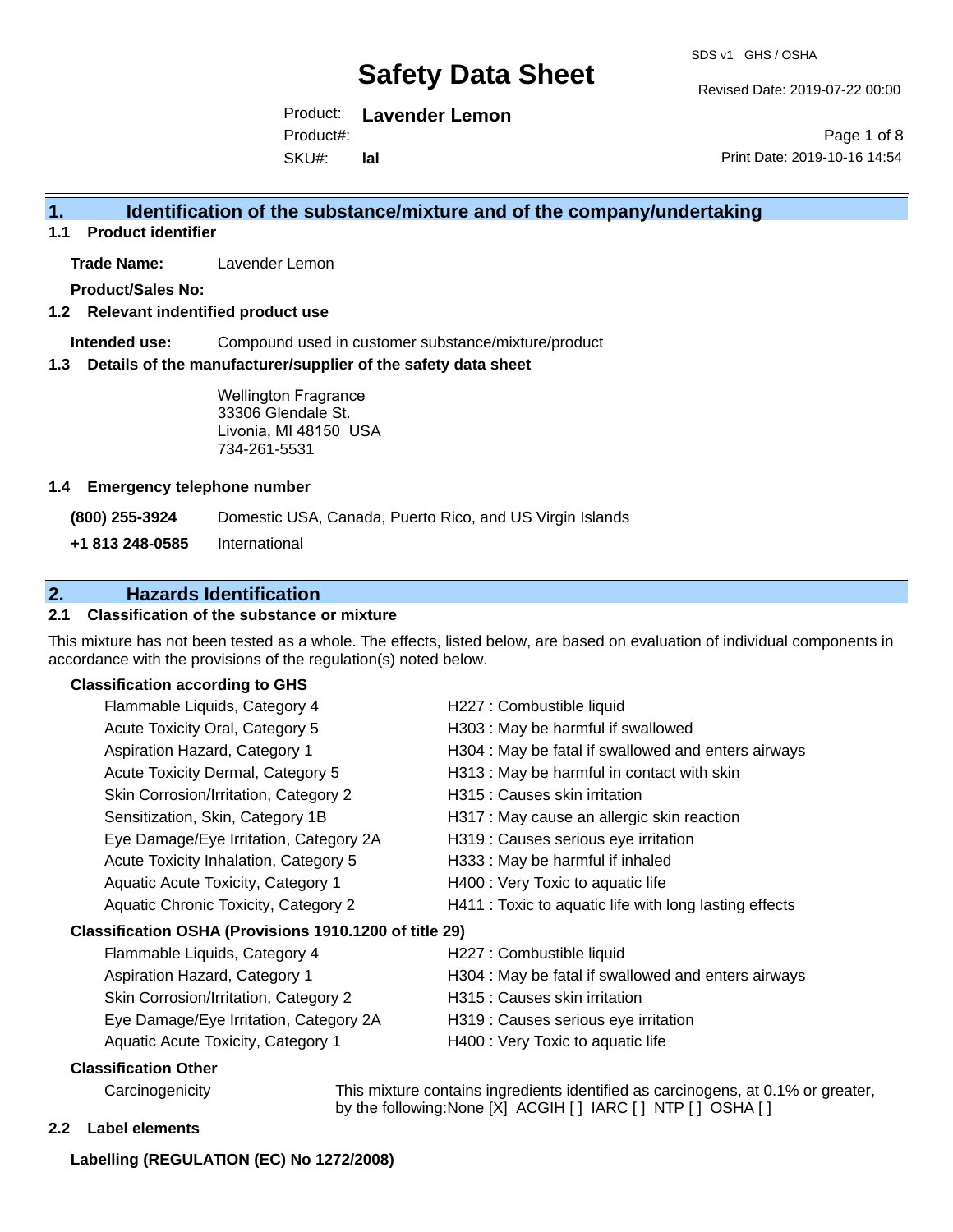# Safety Data Sheet

SDS v1 GHS / OSHA

Revised Date: 2019-07-22 00:00

Product: **Lavender Lemon**

Product#:

SKU#: **lal**

Print Date: 2019-10-16 14:54

## 1. Identification of the substance/mixture and of the company/undertaking

### 1.1 Product identifier

**Trade Name:** Lavender Lemon

**Product/Sales No:**

### 1.2 Relevant identified product use

**Intended use:** Compound used in customer substance/mixture/product

### 1.3 Details of the manufacturer/supplier of the safety data sheet

Wellington Fragrance
33306 Glendale St.
Livonia, MI 48150 USA
734-261-5531

### 1.4 Emergency telephone number

| | |
|---|---|
| **(800) 255-3924** | Domestic USA, Canada, Puerto Rico, and US Virgin Islands |
| **+1 813 248-0585** | International |

## 2. Hazards Identification

### 2.1 Classification of the substance or mixture

This mixture has not been tested as a whole. The effects, listed below, are based on evaluation of individual components in accordance with the provisions of the regulation(s) noted below.

**Classification according to GHS**

| | |
|---|---|
| Flammable Liquids, Category 4 | H227 : Combustible liquid |
| Acute Toxicity Oral, Category 5 | H303 : May be harmful if swallowed |
| Aspiration Hazard, Category 1 | H304 : May be fatal if swallowed and enters airways |
| Acute Toxicity Dermal, Category 5 | H313 : May be harmful in contact with skin |
| Skin Corrosion/Irritation, Category 2 | H315 : Causes skin irritation |
| Sensitization, Skin, Category 1B | H317 : May cause an allergic skin reaction |
| Eye Damage/Eye Irritation, Category 2A | H319 : Causes serious eye irritation |
| Acute Toxicity Inhalation, Category 5 | H333 : May be harmful if inhaled |
| Aquatic Acute Toxicity, Category 1 | H400 : Very Toxic to aquatic life |
| Aquatic Chronic Toxicity, Category 2 | H411 : Toxic to aquatic life with long lasting effects |

**Classification OSHA (Provisions 1910.1200 of title 29)**

| | |
|---|---|
| Flammable Liquids, Category 4 | H227 : Combustible liquid |
| Aspiration Hazard, Category 1 | H304 : May be fatal if swallowed and enters airways |
| Skin Corrosion/Irritation, Category 2 | H315 : Causes skin irritation |
| Eye Damage/Eye Irritation, Category 2A | H319 : Causes serious eye irritation |
| Aquatic Acute Toxicity, Category 1 | H400 : Very Toxic to aquatic life |

**Classification Other**

| | |
|---|---|
| Carcinogenicity | This mixture contains ingredients identified as carcinogens, at 0.1% or greater, by the following:None [X] ACGIH [ ] IARC [ ] NTP [ ] OSHA [ ] |

### 2.2 Label elements

**Labelling (REGULATION (EC) No 1272/2008)**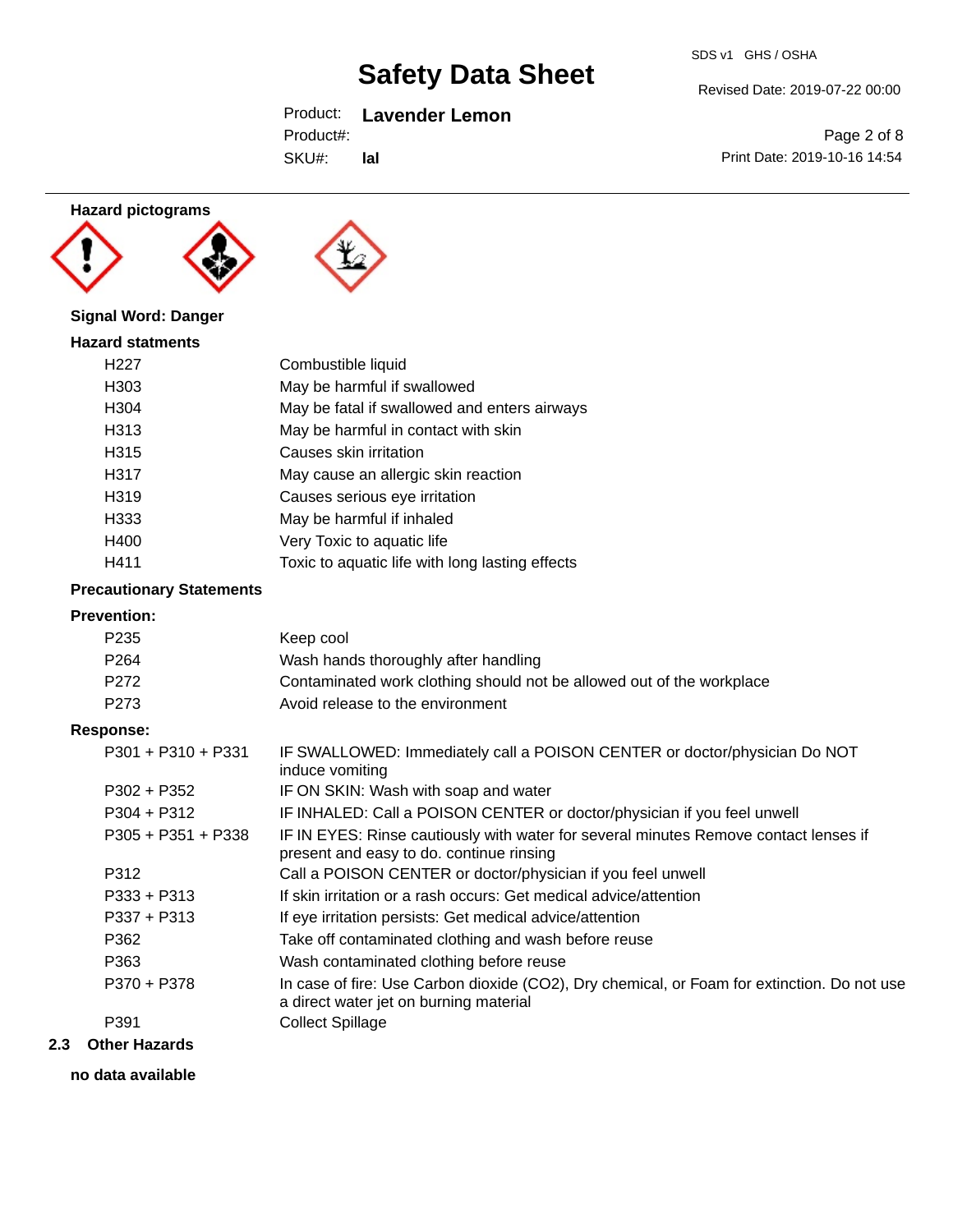**Hazard pictograms**

**Signal Word: Danger**

**Hazard statments**

| | |
|---|---|
| H227 | Combustible liquid |
| H303 | May be harmful if swallowed |
| H304 | May be fatal if swallowed and enters airways |
| H313 | May be harmful in contact with skin |
| H315 | Causes skin irritation |
| H317 | May cause an allergic skin reaction |
| H319 | Causes serious eye irritation |
| H333 | May be harmful if inhaled |
| H400 | Very Toxic to aquatic life |
| H411 | Toxic to aquatic life with long lasting effects |

**Precautionary Statements**

**Prevention:**

| | |
|---|---|
| P235 | Keep cool |
| P264 | Wash hands thoroughly after handling |
| P272 | Contaminated work clothing should not be allowed out of the workplace |
| P273 | Avoid release to the environment |

**Response:**

| | |
|---|---|
| P301 + P310 + P331 | IF SWALLOWED: Immediately call a POISON CENTER or doctor/physician Do NOT induce vomiting |
| P302 + P352 | IF ON SKIN: Wash with soap and water |
| P304 + P312 | IF INHALED: Call a POISON CENTER or doctor/physician if you feel unwell |
| P305 + P351 + P338 | IF IN EYES: Rinse cautiously with water for several minutes Remove contact lenses if present and easy to do. continue rinsing |
| P312 | Call a POISON CENTER or doctor/physician if you feel unwell |
| P333 + P313 | If skin irritation or a rash occurs: Get medical advice/attention |
| P337 + P313 | If eye irritation persists: Get medical advice/attention |
| P362 | Take off contaminated clothing and wash before reuse |
| P363 | Wash contaminated clothing before reuse |
| P370 + P378 | In case of fire: Use Carbon dioxide ($CO_2$), Dry chemical, or Foam for extinction. Do not use a direct water jet on burning material |
| P391 | Collect Spillage |

### 2.3 Other Hazards

**no data available**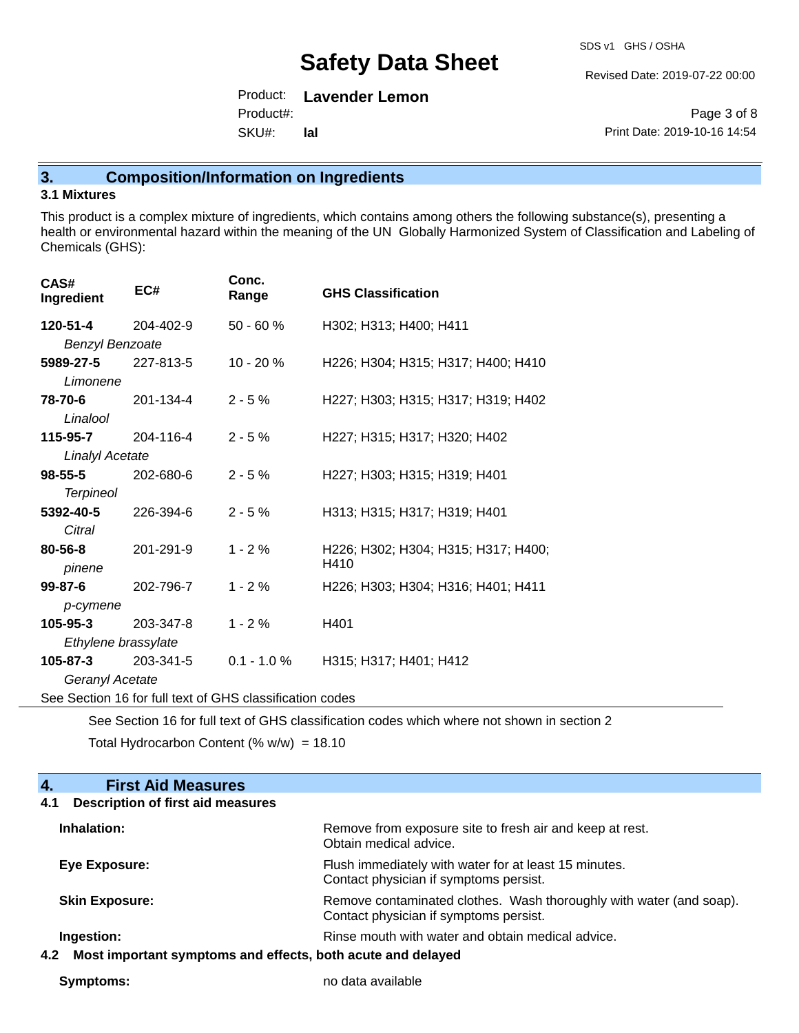## 3. Composition/Information on Ingredients

### 3.1 Mixtures

This product is a complex mixture of ingredients, which contains among others the following substance(s), presenting a health or environmental hazard within the meaning of the UN Globally Harmonized System of Classification and Labeling of Chemicals (GHS):

| CAS# Ingredient | EC# | Conc. Range | GHS Classification |
|---|---|---|---|
| **120-51-4** *Benzyl Benzoate* | 204-402-9 | 50 - 60 % | H302; H313; H400; H411 |
| **5989-27-5** *Limonene* | 227-813-5 | 10 - 20 % | H226; H304; H315; H317; H400; H410 |
| **78-70-6** *Linalool* | 201-134-4 | 2 - 5 % | H227; H303; H315; H317; H319; H402 |
| **115-95-7** *Linalyl Acetate* | 204-116-4 | 2 - 5 % | H227; H315; H317; H320; H402 |
| **98-55-5** *Terpineol* | 202-680-6 | 2 - 5 % | H227; H303; H315; H319; H401 |
| **5392-40-5** *Citral* | 226-394-6 | 2 - 5 % | H313; H315; H317; H319; H401 |
| **80-56-8** *pinene* | 201-291-9 | 1 - 2 % | H226; H302; H304; H315; H317; H400; H410 |
| **99-87-6** *p-cymene* | 202-796-7 | 1 - 2 % | H226; H303; H304; H316; H401; H411 |
| **105-95-3** *Ethylene brassylate* | 203-347-8 | 1 - 2 % | H401 |
| **105-87-3** *Geranyl Acetate* | 203-341-5 | 0.1 - 1.0 % | H315; H317; H401; H412 |

See Section 16 for full text of GHS classification codes

See Section 16 for full text of GHS classification codes which where not shown in section 2

Total Hydrocarbon Content (% w/w) = 18.10

## 4. First Aid Measures

### 4.1 Description of first aid measures

**Inhalation:** Remove from exposure site to fresh air and keep at rest. Obtain medical advice.

**Eye Exposure:** Flush immediately with water for at least 15 minutes. Contact physician if symptoms persist.

**Skin Exposure:** Remove contaminated clothes. Wash thoroughly with water (and soap). Contact physician if symptoms persist.

**Ingestion:** Rinse mouth with water and obtain medical advice.

### 4.2 Most important symptoms and effects, both acute and delayed

**Symptoms:** no data available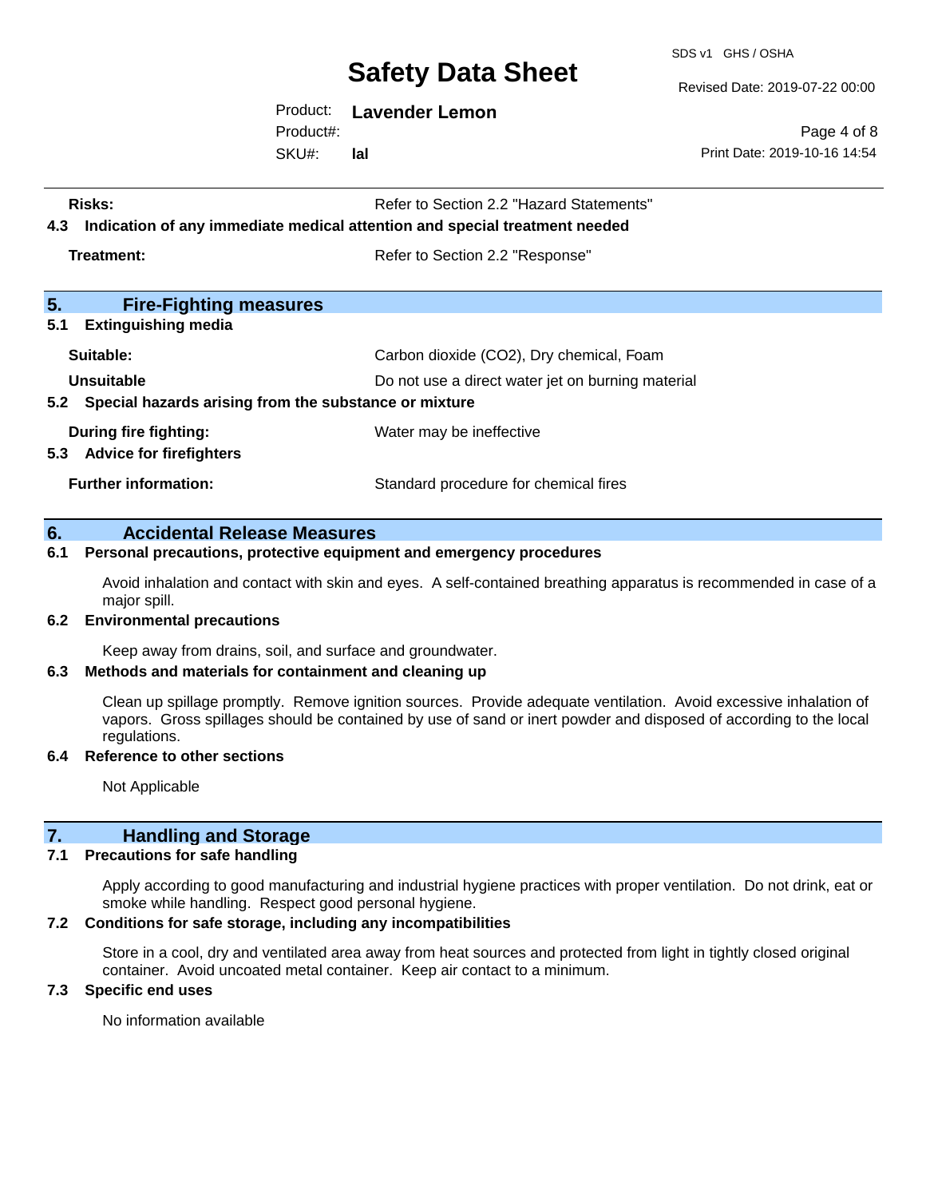**Risks:** Refer to Section 2.2 "Hazard Statements"

**4.3 Indication of any immediate medical attention and special treatment needed**

**Treatment:** Refer to Section 2.2 "Response"

## 5. Fire-Fighting measures

**5.1 Extinguishing media**

**Suitable:** Carbon dioxide (CO2), Dry chemical, Foam

**Unsuitable** Do not use a direct water jet on burning material

**5.2 Special hazards arising from the substance or mixture**

**During fire fighting:** Water may be ineffective

**5.3 Advice for firefighters**

**Further information:** Standard procedure for chemical fires

## 6. Accidental Release Measures

**6.1 Personal precautions, protective equipment and emergency procedures**

Avoid inhalation and contact with skin and eyes. A self-contained breathing apparatus is recommended in case of a major spill.

**6.2 Environmental precautions**

Keep away from drains, soil, and surface and groundwater.

**6.3 Methods and materials for containment and cleaning up**

Clean up spillage promptly. Remove ignition sources. Provide adequate ventilation. Avoid excessive inhalation of vapors. Gross spillages should be contained by use of sand or inert powder and disposed of according to the local regulations.

**6.4 Reference to other sections**

Not Applicable

## 7. Handling and Storage

**7.1 Precautions for safe handling**

Apply according to good manufacturing and industrial hygiene practices with proper ventilation. Do not drink, eat or smoke while handling. Respect good personal hygiene.

**7.2 Conditions for safe storage, including any incompatibilities**

Store in a cool, dry and ventilated area away from heat sources and protected from light in tightly closed original container. Avoid uncoated metal container. Keep air contact to a minimum.

**7.3 Specific end uses**

No information available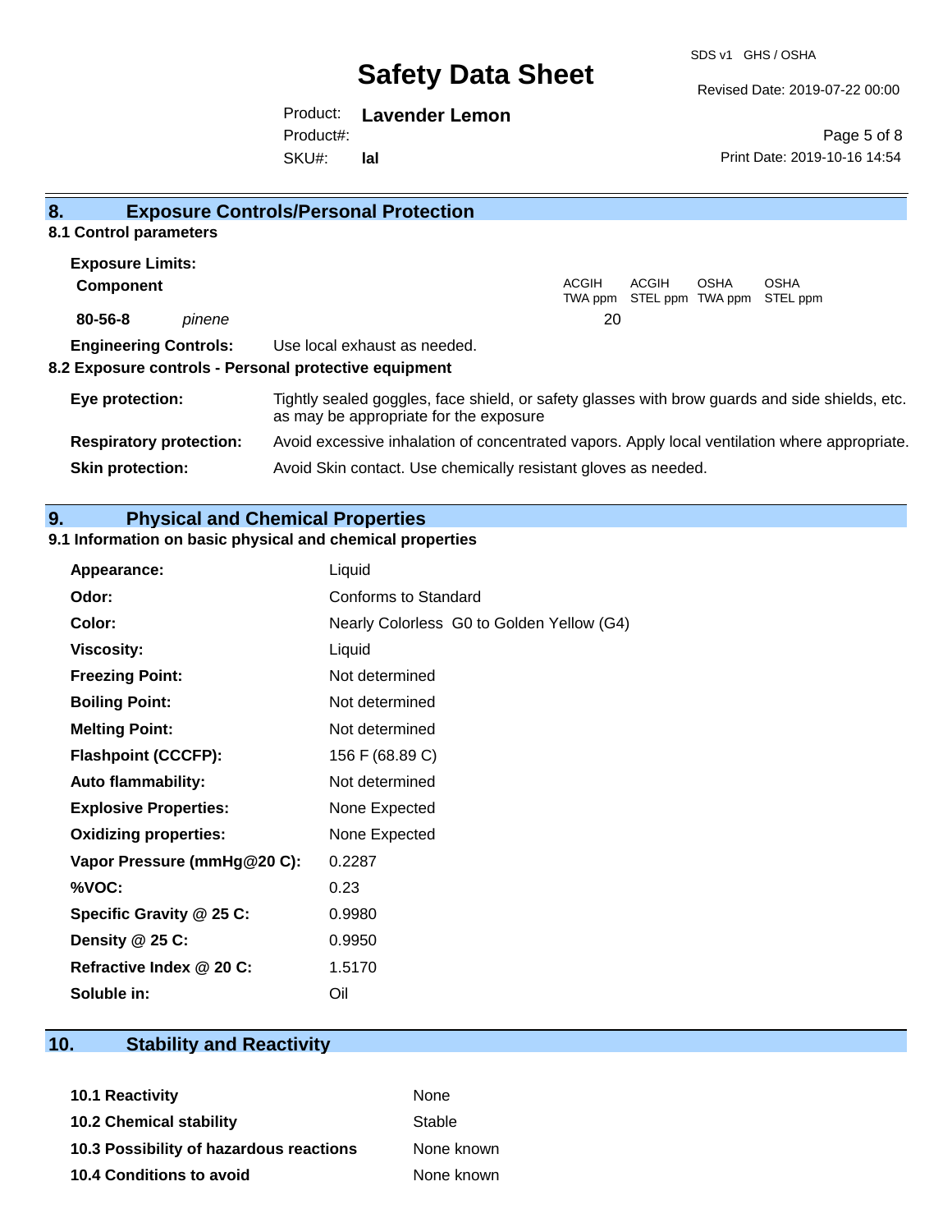## 8. Exposure Controls/Personal Protection

### 8.1 Control parameters

**Exposure Limits:**

| **Component** | | ACGIH TWA ppm | ACGIH STEL ppm | OSHA TWA ppm | OSHA STEL ppm |
|---|---|---|---|---|---|
| **80-56-8** | *pinene* | 20 | | | |

**Engineering Controls:** Use local exhaust as needed.

### 8.2 Exposure controls - Personal protective equipment

**Eye protection:** Tightly sealed goggles, face shield, or safety glasses with brow guards and side shields, etc. as may be appropriate for the exposure

**Respiratory protection:** Avoid excessive inhalation of concentrated vapors. Apply local ventilation where appropriate.

**Skin protection:** Avoid Skin contact. Use chemically resistant gloves as needed.

## 9. Physical and Chemical Properties

### 9.1 Information on basic physical and chemical properties

| | |
|---|---|
| **Appearance:** | Liquid |
| **Odor:** | Conforms to Standard |
| **Color:** | Nearly Colorless G0 to Golden Yellow (G4) |
| **Viscosity:** | Liquid |
| **Freezing Point:** | Not determined |
| **Boiling Point:** | Not determined |
| **Melting Point:** | Not determined |
| **Flashpoint (CCCFP):** | 156 F (68.89 C) |
| **Auto flammability:** | Not determined |
| **Explosive Properties:** | None Expected |
| **Oxidizing properties:** | None Expected |
| **Vapor Pressure (mmHg@20 C):** | 0.2287 |
| **%VOC:** | 0.23 |
| **Specific Gravity @ 25 C:** | 0.9980 |
| **Density @ 25 C:** | 0.9950 |
| **Refractive Index @ 20 C:** | 1.5170 |
| **Soluble in:** | Oil |

## 10. Stability and Reactivity

| | |
|---|---|
| **10.1 Reactivity** | None |
| **10.2 Chemical stability** | Stable |
| **10.3 Possibility of hazardous reactions** | None known |
| **10.4 Conditions to avoid** | None known |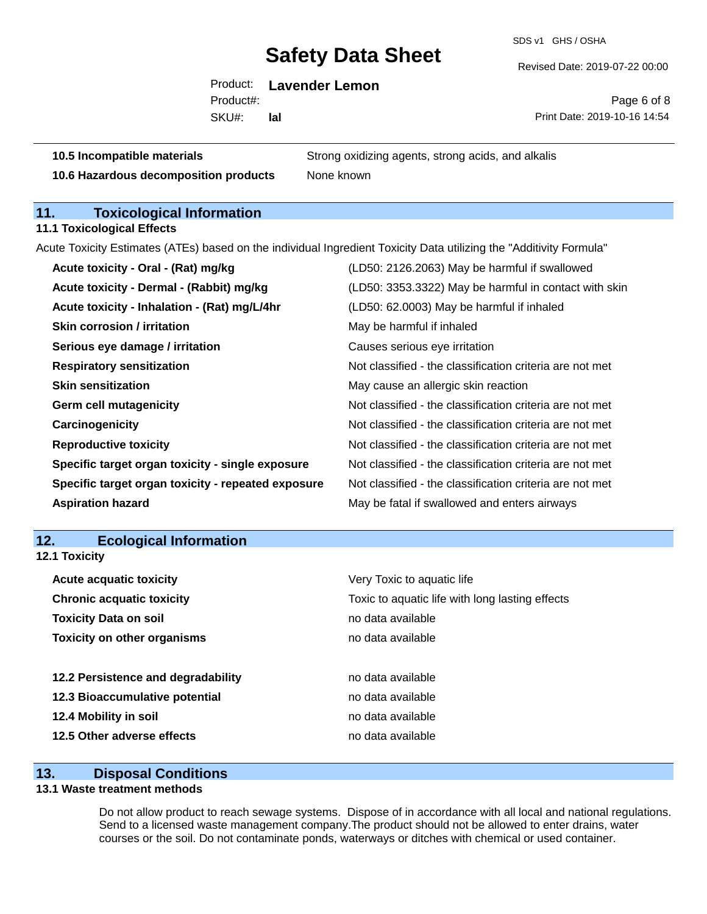| | |
|---|---|
| **10.5 Incompatible materials** | Strong oxidizing agents, strong acids, and alkalis |
| **10.6 Hazardous decomposition products** | None known |

## 11. Toxicological Information

### 11.1 Toxicological Effects

Acute Toxicity Estimates (ATEs) based on the individual Ingredient Toxicity Data utilizing the "Additivity Formula"

| | |
|---|---|
| **Acute toxicity - Oral - (Rat) mg/kg** | (LD50: 2126.2063) May be harmful if swallowed |
| **Acute toxicity - Dermal - (Rabbit) mg/kg** | (LD50: 3353.3322) May be harmful in contact with skin |
| **Acute toxicity - Inhalation - (Rat) mg/L/4hr** | (LD50: 62.0003) May be harmful if inhaled |
| **Skin corrosion / irritation** | May be harmful if inhaled |
| **Serious eye damage / irritation** | Causes serious eye irritation |
| **Respiratory sensitization** | Not classified - the classification criteria are not met |
| **Skin sensitization** | May cause an allergic skin reaction |
| **Germ cell mutagenicity** | Not classified - the classification criteria are not met |
| **Carcinogenicity** | Not classified - the classification criteria are not met |
| **Reproductive toxicity** | Not classified - the classification criteria are not met |
| **Specific target organ toxicity - single exposure** | Not classified - the classification criteria are not met |
| **Specific target organ toxicity - repeated exposure** | Not classified - the classification criteria are not met |
| **Aspiration hazard** | May be fatal if swallowed and enters airways |

## 12. Ecological Information

### 12.1 Toxicity

| | |
|---|---|
| **Acute acquatic toxicity** | Very Toxic to aquatic life |
| **Chronic acquatic toxicity** | Toxic to aquatic life with long lasting effects |
| **Toxicity Data on soil** | no data available |
| **Toxicity on other organisms** | no data available |

| | |
|---|---|
| **12.2 Persistence and degradability** | no data available |
| **12.3 Bioaccumulative potential** | no data available |
| **12.4 Mobility in soil** | no data available |
| **12.5 Other adverse effects** | no data available |

## 13. Disposal Conditions

### 13.1 Waste treatment methods

Do not allow product to reach sewage systems. Dispose of in accordance with all local and national regulations. Send to a licensed waste management company.The product should not be allowed to enter drains, water courses or the soil. Do not contaminate ponds, waterways or ditches with chemical or used container.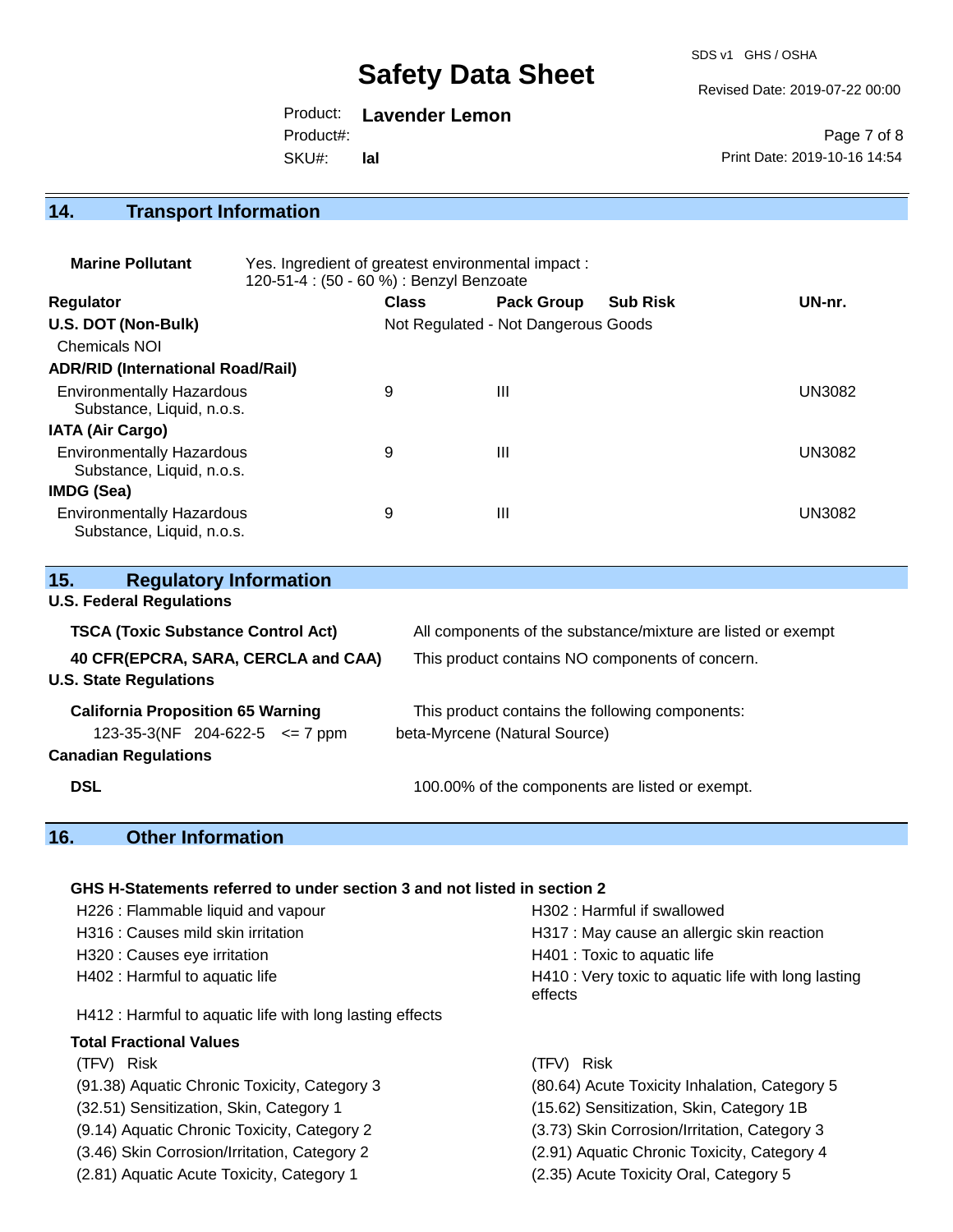## 14. Transport Information

**Marine Pollutant** Yes. Ingredient of greatest environmental impact : 120-51-4 : (50 - 60 %) : Benzyl Benzoate

| Regulator | Class | Pack Group | Sub Risk | UN-nr. |
|---|---|---|---|---|
| **U.S. DOT (Non-Bulk)** | Not Regulated - Not Dangerous Goods | | | |
| Chemicals NOI | | | | |
| **ADR/RID (International Road/Rail)** | | | | |
| Environmentally Hazardous Substance, Liquid, n.o.s. | 9 | III | | UN3082 |
| **IATA (Air Cargo)** | | | | |
| Environmentally Hazardous Substance, Liquid, n.o.s. | 9 | III | | UN3082 |
| **IMDG (Sea)** | | | | |
| Environmentally Hazardous Substance, Liquid, n.o.s. | 9 | III | | UN3082 |

## 15. Regulatory Information

**U.S. Federal Regulations**

**TSCA (Toxic Substance Control Act)** All components of the substance/mixture are listed or exempt

**40 CFR(EPCRA, SARA, CERCLA and CAA)** This product contains NO components of concern.

**U.S. State Regulations**

**California Proposition 65 Warning** This product contains the following components:

123-35-3(NF 204-622-5 <= 7 ppm beta-Myrcene (Natural Source)

**Canadian Regulations**

**DSL** 100.00% of the components are listed or exempt.

## 16. Other Information

**GHS H-Statements referred to under section 3 and not listed in section 2**

H226 : Flammable liquid and vapour
H302 : Harmful if swallowed
H316 : Causes mild skin irritation
H317 : May cause an allergic skin reaction
H320 : Causes eye irritation
H401 : Toxic to aquatic life
H402 : Harmful to aquatic life
H410 : Very toxic to aquatic life with long lasting effects
H412 : Harmful to aquatic life with long lasting effects

**Total Fractional Values**

| (TFV) Risk | (TFV) Risk |
|---|---|
| (91.38) Aquatic Chronic Toxicity, Category 3 | (80.64) Acute Toxicity Inhalation, Category 5 |
| (32.51) Sensitization, Skin, Category 1 | (15.62) Sensitization, Skin, Category 1B |
| (9.14) Aquatic Chronic Toxicity, Category 2 | (3.73) Skin Corrosion/Irritation, Category 3 |
| (3.46) Skin Corrosion/Irritation, Category 2 | (2.91) Aquatic Chronic Toxicity, Category 4 |
| (2.81) Aquatic Acute Toxicity, Category 1 | (2.35) Acute Toxicity Oral, Category 5 |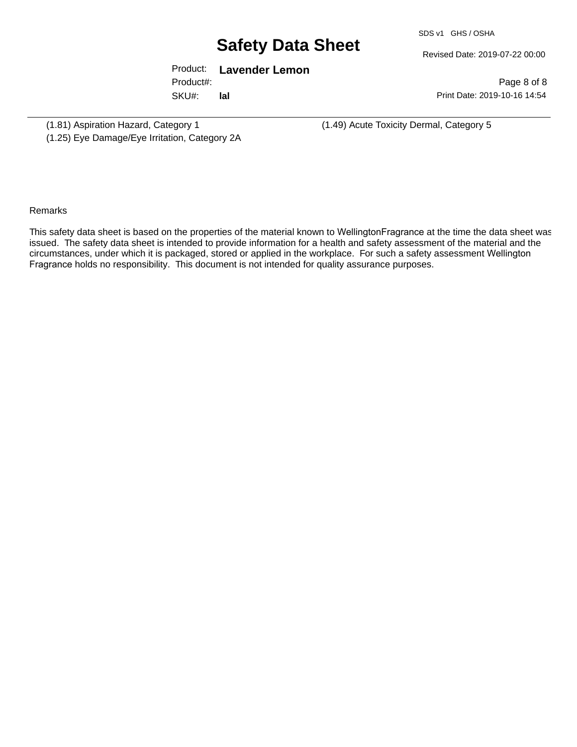(1.81) Aspiration Hazard, Category 1
(1.49) Acute Toxicity Dermal, Category 5
(1.25) Eye Damage/Eye Irritation, Category 2A

Remarks

This safety data sheet is based on the properties of the material known to WellingtonFragrance at the time the data sheet was issued. The safety data sheet is intended to provide information for a health and safety assessment of the material and the circumstances, under which it is packaged, stored or applied in the workplace. For such a safety assessment Wellington Fragrance holds no responsibility. This document is not intended for quality assurance purposes.